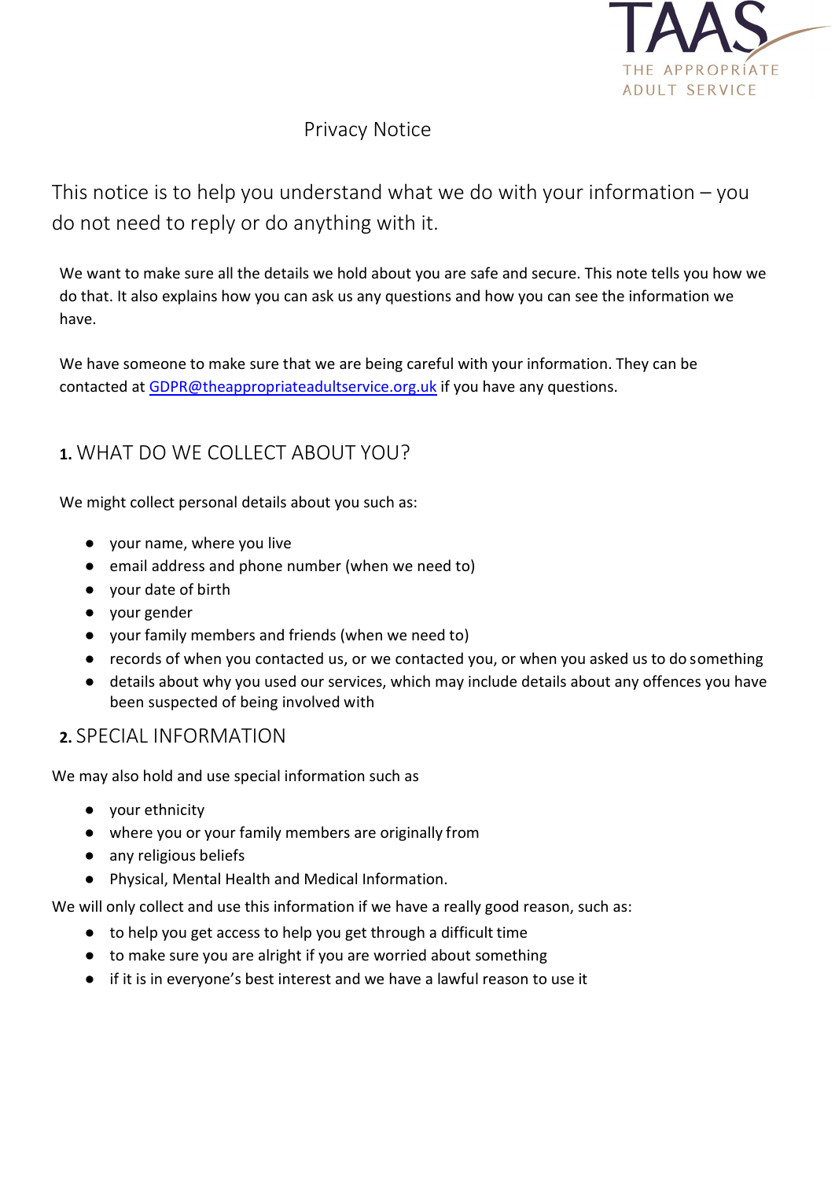TAAS

THE APPROPRIATE ADULT SERVICE

# Privacy Notice

This notice is to help you understand what we do with your information – you do not need to reply or do anything with it.

We want to make sure all the details we hold about you are safe and secure. This note tells you how we do that. It also explains how you can ask us any questions and how you can see the information we have.

We have someone to make sure that we are being careful with your information. They can be contacted at [GDPR@theappropriateadultservice.org.uk](mailto:GDPR@theappropriateadultservice.org.uk) if you have any questions.

## 1. WHAT DO WE COLLECT ABOUT YOU?

We might collect personal details about you such as:

- your name, where you live
- email address and phone number (when we need to)
- your date of birth
- your gender
- your family members and friends (when we need to)
- records of when you contacted us, or we contacted you, or when you asked us to do something
- details about why you used our services, which may include details about any offences you have been suspected of being involved with

## 2. SPECIAL INFORMATION

We may also hold and use special information such as

- your ethnicity
- where you or your family members are originally from
- any religious beliefs
- Physical, Mental Health and Medical Information.

We will only collect and use this information if we have a really good reason, such as:

- to help you get access to help you get through a difficult time
- to make sure you are alright if you are worried about something
- if it is in everyone's best interest and we have a lawful reason to use it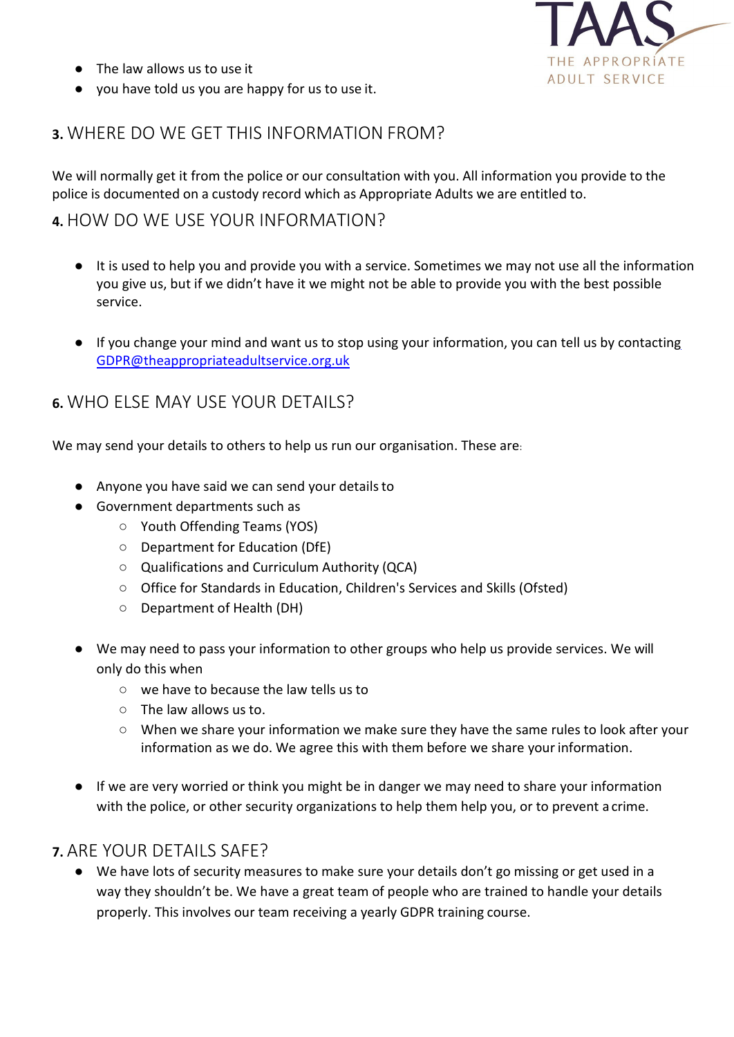- The law allows us to use it
- you have told us you are happy for us to use it.

## 3. WHERE DO WE GET THIS INFORMATION FROM?

We will normally get it from the police or our consultation with you. All information you provide to the police is documented on a custody record which as Appropriate Adults we are entitled to.

## 4. HOW DO WE USE YOUR INFORMATION?

- It is used to help you and provide you with a service. Sometimes we may not use all the information you give us, but if we didn't have it we might not be able to provide you with the best possible service.

- If you change your mind and want us to stop using your information, you can tell us by contacting GDPR@theappropriateadultservice.org.uk

## 6. WHO ELSE MAY USE YOUR DETAILS?

We may send your details to others to help us run our organisation. These are:

- Anyone you have said we can send your details to
- Government departments such as
  - Youth Offending Teams (YOS)
  - Department for Education (DfE)
  - Qualifications and Curriculum Authority (QCA)
  - Office for Standards in Education, Children's Services and Skills (Ofsted)
  - Department of Health (DH)

- We may need to pass your information to other groups who help us provide services. We will only do this when
  - we have to because the law tells us to
  - The law allows us to.
  - When we share your information we make sure they have the same rules to look after your information as we do. We agree this with them before we share your information.

- If we are very worried or think you might be in danger we may need to share your information with the police, or other security organizations to help them help you, or to prevent a crime.

## 7. ARE YOUR DETAILS SAFE?

- We have lots of security measures to make sure your details don't go missing or get used in a way they shouldn't be. We have a great team of people who are trained to handle your details properly. This involves our team receiving a yearly GDPR training course.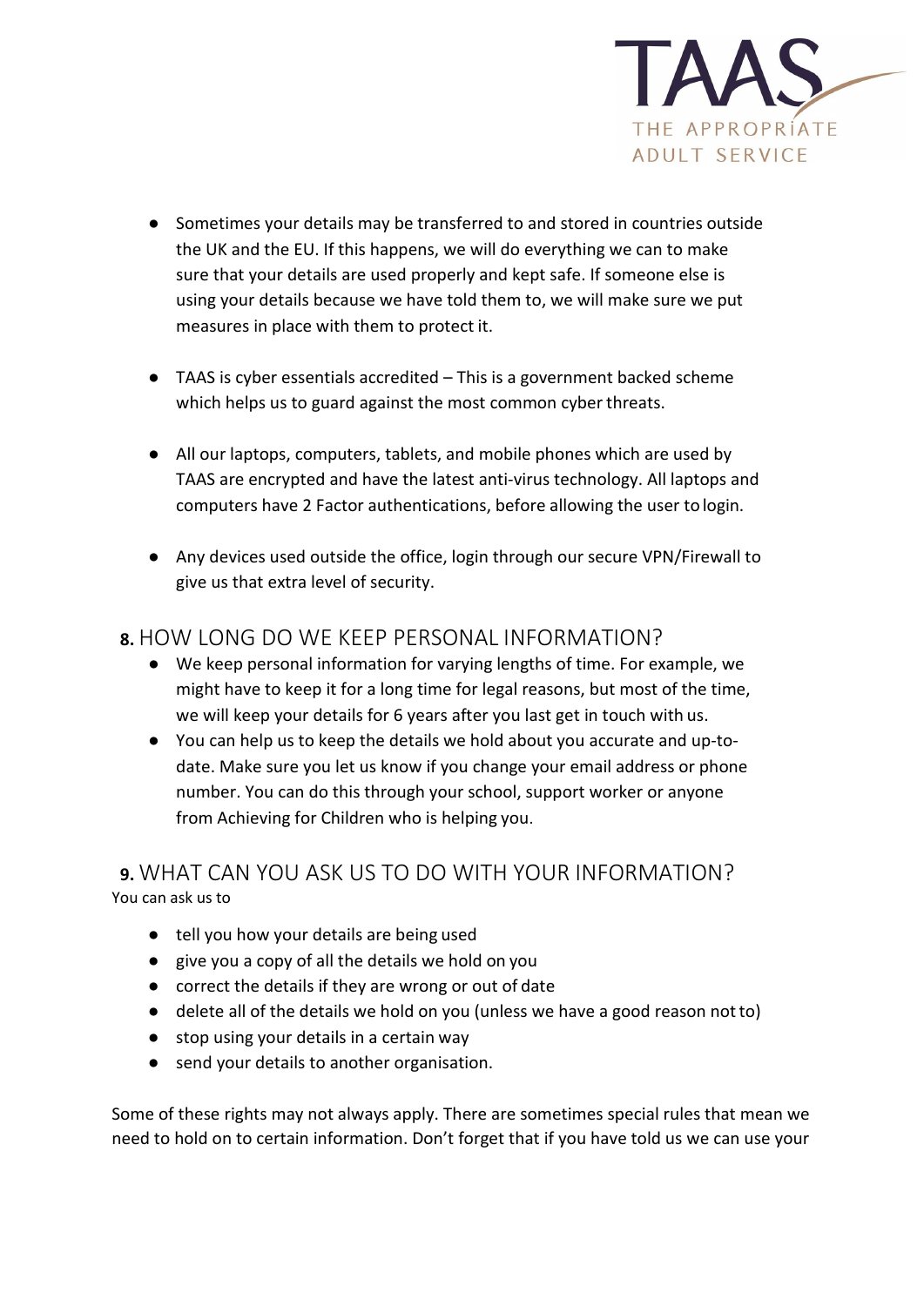- Sometimes your details may be transferred to and stored in countries outside the UK and the EU. If this happens, we will do everything we can to make sure that your details are used properly and kept safe. If someone else is using your details because we have told them to, we will make sure we put measures in place with them to protect it.

- TAAS is cyber essentials accredited – This is a government backed scheme which helps us to guard against the most common cyber threats.

- All our laptops, computers, tablets, and mobile phones which are used by TAAS are encrypted and have the latest anti-virus technology. All laptops and computers have 2 Factor authentications, before allowing the user to login.

- Any devices used outside the office, login through our secure VPN/Firewall to give us that extra level of security.

## **8.** HOW LONG DO WE KEEP PERSONAL INFORMATION?

- We keep personal information for varying lengths of time. For example, we might have to keep it for a long time for legal reasons, but most of the time, we will keep your details for 6 years after you last get in touch with us.
- You can help us to keep the details we hold about you accurate and up-to-date. Make sure you let us know if you change your email address or phone number. You can do this through your school, support worker or anyone from Achieving for Children who is helping you.

## **9.** WHAT CAN YOU ASK US TO DO WITH YOUR INFORMATION?

You can ask us to

- tell you how your details are being used
- give you a copy of all the details we hold on you
- correct the details if they are wrong or out of date
- delete all of the details we hold on you (unless we have a good reason not to)
- stop using your details in a certain way
- send your details to another organisation.

Some of these rights may not always apply. There are sometimes special rules that mean we need to hold on to certain information. Don't forget that if you have told us we can use your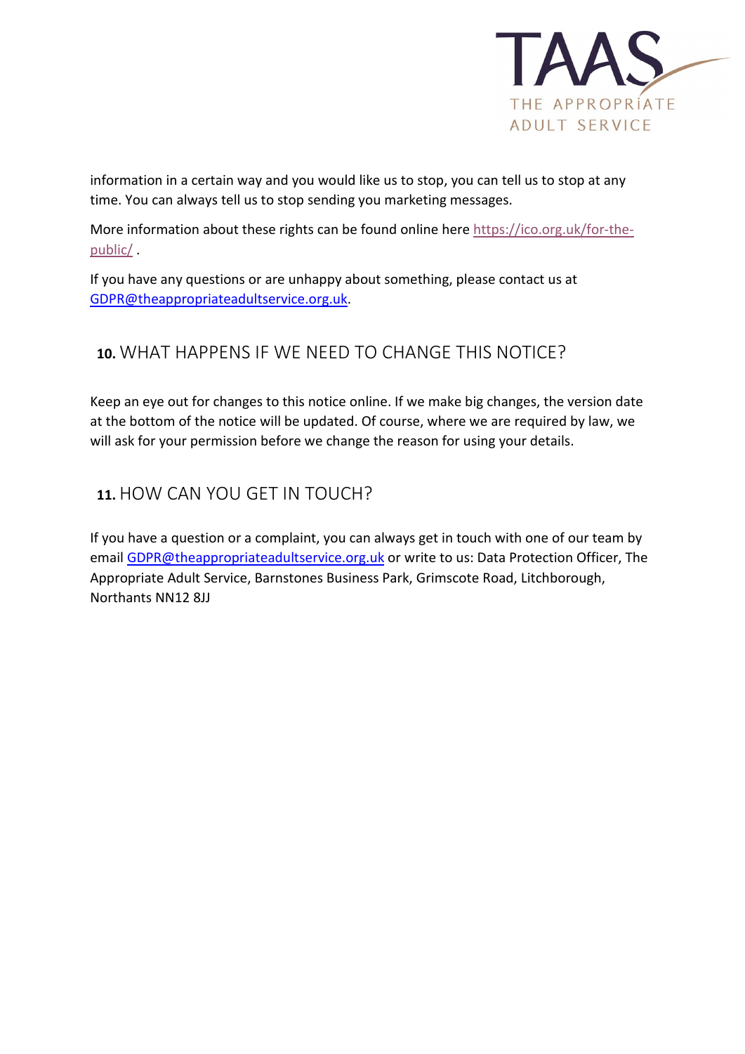information in a certain way and you would like us to stop, you can tell us to stop at any time. You can always tell us to stop sending you marketing messages.

More information about these rights can be found online here [https://ico.org.uk/for-the-public/](https://ico.org.uk/for-the-public/) .

If you have any questions or are unhappy about something, please contact us at [GDPR@theappropriateadultservice.org.uk](mailto:GDPR@theappropriateadultservice.org.uk).

## **10.** WHAT HAPPENS IF WE NEED TO CHANGE THIS NOTICE?

Keep an eye out for changes to this notice online. If we make big changes, the version date at the bottom of the notice will be updated. Of course, where we are required by law, we will ask for your permission before we change the reason for using your details.

## **11.** HOW CAN YOU GET IN TOUCH?

If you have a question or a complaint, you can always get in touch with one of our team by email [GDPR@theappropriateadultservice.org.uk](mailto:GDPR@theappropriateadultservice.org.uk) or write to us: Data Protection Officer, The Appropriate Adult Service, Barnstones Business Park, Grimscote Road, Litchborough, Northants NN12 8JJ